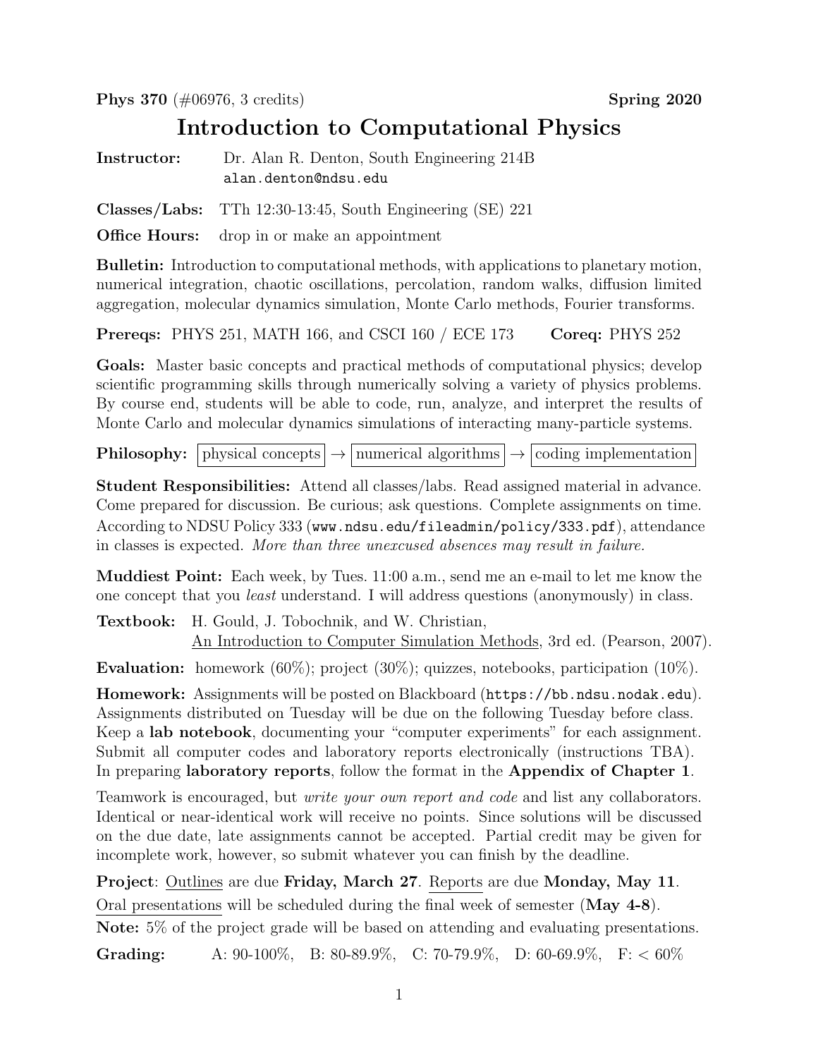**Phys 370** (#06976, 3 credits) **Spring 2020**

# Introduction to Computational Physics

**Instructor:** Dr. Alan R. Denton, South Engineering 214B
alan.denton@ndsu.edu

**Classes/Labs:** TTh 12:30-13:45, South Engineering (SE) 221

**Office Hours:** drop in or make an appointment

**Bulletin:** Introduction to computational methods, with applications to planetary motion, numerical integration, chaotic oscillations, percolation, random walks, diffusion limited aggregation, molecular dynamics simulation, Monte Carlo methods, Fourier transforms.

**Prereqs:** PHYS 251, MATH 166, and CSCI 160 / ECE 173 **Coreq:** PHYS 252

**Goals:** Master basic concepts and practical methods of computational physics; develop scientific programming skills through numerically solving a variety of physics problems. By course end, students will be able to code, run, analyze, and interpret the results of Monte Carlo and molecular dynamics simulations of interacting many-particle systems.

**Philosophy:** physical concepts → numerical algorithms → coding implementation

**Student Responsibilities:** Attend all classes/labs. Read assigned material in advance. Come prepared for discussion. Be curious; ask questions. Complete assignments on time. According to NDSU Policy 333 (www.ndsu.edu/fileadmin/policy/333.pdf), attendance in classes is expected. *More than three unexcused absences may result in failure.*

**Muddiest Point:** Each week, by Tues. 11:00 a.m., send me an e-mail to let me know the one concept that you *least* understand. I will address questions (anonymously) in class.

**Textbook:** H. Gould, J. Tobochnik, and W. Christian, An Introduction to Computer Simulation Methods, 3rd ed. (Pearson, 2007).

**Evaluation:** homework (60%); project (30%); quizzes, notebooks, participation (10%).

**Homework:** Assignments will be posted on Blackboard (https://bb.ndsu.nodak.edu). Assignments distributed on Tuesday will be due on the following Tuesday before class. Keep a **lab notebook**, documenting your "computer experiments" for each assignment. Submit all computer codes and laboratory reports electronically (instructions TBA). In preparing **laboratory reports**, follow the format in the **Appendix of Chapter 1**.

Teamwork is encouraged, but *write your own report and code* and list any collaborators. Identical or near-identical work will receive no points. Since solutions will be discussed on the due date, late assignments cannot be accepted. Partial credit may be given for incomplete work, however, so submit whatever you can finish by the deadline.

**Project**: Outlines are due **Friday, March 27**. Reports are due **Monday, May 11**. Oral presentations will be scheduled during the final week of semester (**May 4-8**).
**Note:** 5% of the project grade will be based on attending and evaluating presentations.

**Grading:** A: 90-100%, B: 80-89.9%, C: 70-79.9%, D: 60-69.9%, F: < 60%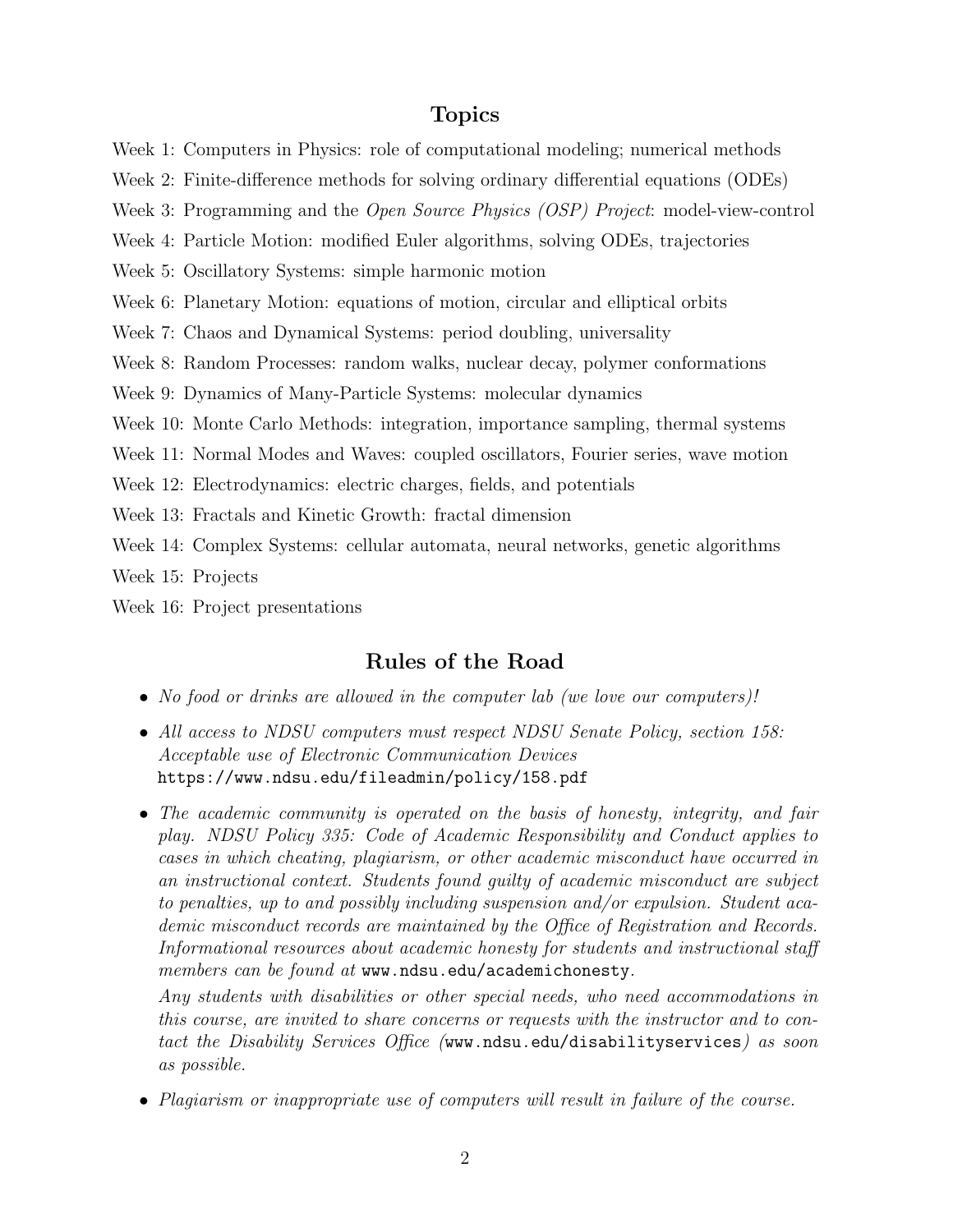## Topics

Week 1: Computers in Physics: role of computational modeling; numerical methods

Week 2: Finite-difference methods for solving ordinary differential equations (ODEs)

Week 3: Programming and the *Open Source Physics (OSP) Project*: model-view-control

Week 4: Particle Motion: modified Euler algorithms, solving ODEs, trajectories

Week 5: Oscillatory Systems: simple harmonic motion

Week 6: Planetary Motion: equations of motion, circular and elliptical orbits

Week 7: Chaos and Dynamical Systems: period doubling, universality

Week 8: Random Processes: random walks, nuclear decay, polymer conformations

Week 9: Dynamics of Many-Particle Systems: molecular dynamics

Week 10: Monte Carlo Methods: integration, importance sampling, thermal systems

Week 11: Normal Modes and Waves: coupled oscillators, Fourier series, wave motion

Week 12: Electrodynamics: electric charges, fields, and potentials

Week 13: Fractals and Kinetic Growth: fractal dimension

Week 14: Complex Systems: cellular automata, neural networks, genetic algorithms

Week 15: Projects

Week 16: Project presentations

## Rules of the Road

- *No food or drinks are allowed in the computer lab (we love our computers)!*
- *All access to NDSU computers must respect NDSU Senate Policy, section 158: Acceptable use of Electronic Communication Devices* `https://www.ndsu.edu/fileadmin/policy/158.pdf`
- *The academic community is operated on the basis of honesty, integrity, and fair play. NDSU Policy 335: Code of Academic Responsibility and Conduct applies to cases in which cheating, plagiarism, or other academic misconduct have occurred in an instructional context. Students found guilty of academic misconduct are subject to penalties, up to and possibly including suspension and/or expulsion. Student academic misconduct records are maintained by the Office of Registration and Records. Informational resources about academic honesty for students and instructional staff members can be found at* `www.ndsu.edu/academichonesty`.

  *Any students with disabilities or other special needs, who need accommodations in this course, are invited to share concerns or requests with the instructor and to contact the Disability Services Office (*`www.ndsu.edu/disabilityservices`*) as soon as possible.*
- *Plagiarism or inappropriate use of computers will result in failure of the course.*